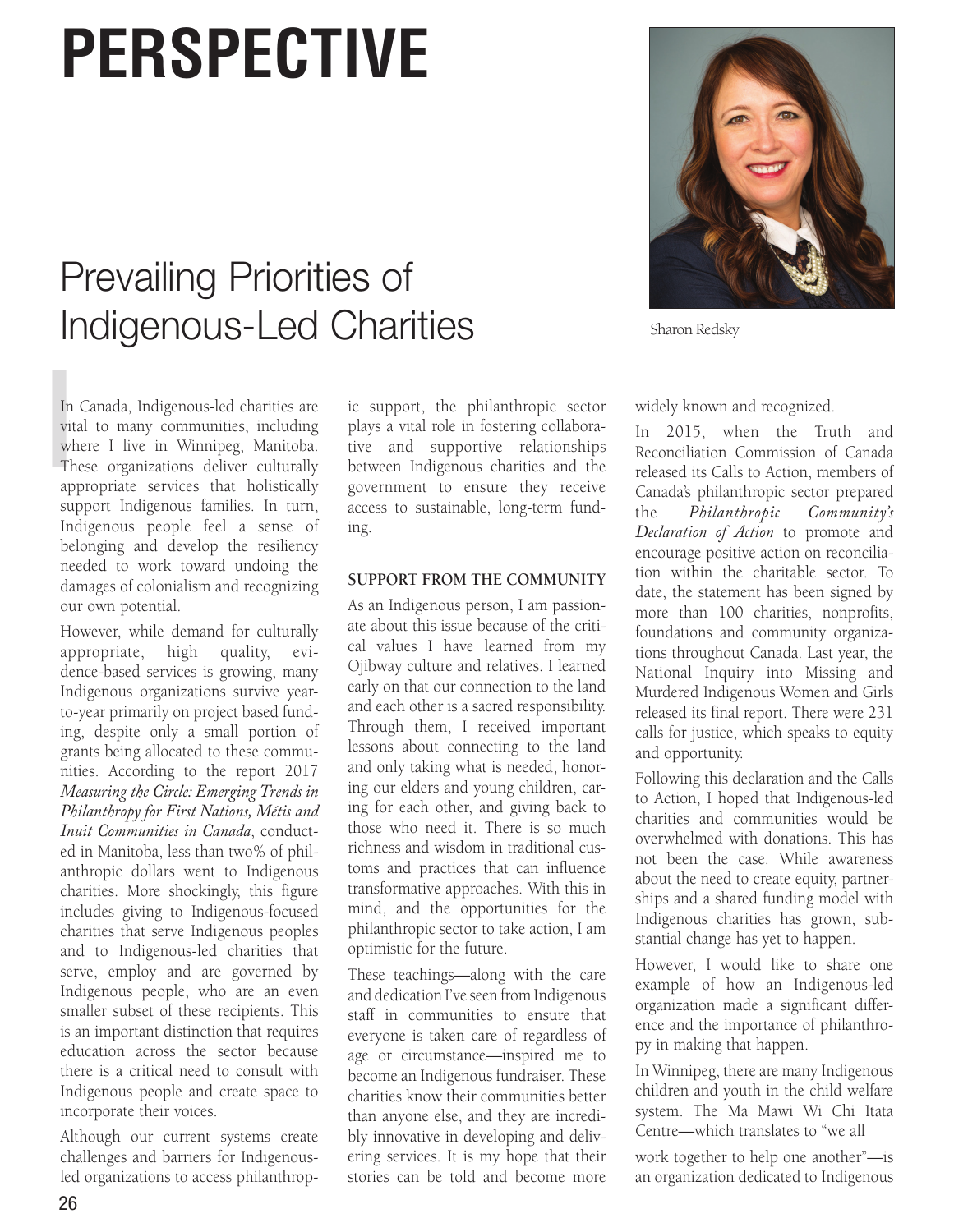# PERSPECTIVE

## Prevailing Priorities of Indigenous-Led Charities

Sharon Redsky

In Canada, Indigenous-led charities are vital to many communities, including where I live in Winnipeg, Manitoba. These organizations deliver culturally appropriate services that holistically support Indigenous families. In turn, Indigenous people feel a sense of belonging and develop the resiliency needed to work toward undoing the damages of colonialism and recognizing our own potential.

However, while demand for culturally appropriate, high quality, evidence-based services is growing, many Indigenous organizations survive year-to-year primarily on project based funding, despite only a small portion of grants being allocated to these communities. According to the report 2017 *Measuring the Circle: Emerging Trends in Philanthropy for First Nations, Métis and Inuit Communities in Canada*, conducted in Manitoba, less than two% of philanthropic dollars went to Indigenous charities. More shockingly, this figure includes giving to Indigenous-focused charities that serve Indigenous peoples and to Indigenous-led charities that serve, employ and are governed by Indigenous people, who are an even smaller subset of these recipients. This is an important distinction that requires education across the sector because there is a critical need to consult with Indigenous people and create space to incorporate their voices.

Although our current systems create challenges and barriers for Indigenous-led organizations to access philanthropic support, the philanthropic sector plays a vital role in fostering collaborative and supportive relationships between Indigenous charities and the government to ensure that they receive access to sustainable, long-term funding.

### SUPPORT FROM THE COMMUNITY

As an Indigenous person, I am passionate about this issue because of the critical values I have learned from my Ojibway culture and relatives. I learned early on that our connection to the land and each other is a sacred responsibility. Through them, I received important lessons about connecting to the land and only taking what is needed, honoring our elders and young children, caring for each other, and giving back to those who need it. There is so much richness and wisdom in traditional customs and practices that can influence transformative approaches. With this in mind, and the opportunities for the philanthropic sector to take action, I am optimistic for the future.

These teachings—along with the care and dedication I've seen from Indigenous staff in communities to ensure that everyone is taken care of regardless of age or circumstance—inspired me to become an Indigenous fundraiser. These charities know their communities better than anyone else, and they are incredibly innovative in developing and delivering services. It is my hope that their stories can be told and become more widely known and recognized.

In 2015, when the Truth and Reconciliation Commission of Canada released its Calls to Action, members of Canada's philanthropic sector prepared the *Philanthropic Community's Declaration of Action* to promote and encourage positive action on reconciliation within the charitable sector. To date, the statement has been signed by more than 100 charities, nonprofits, foundations and community organizations throughout Canada. Last year, the National Inquiry into Missing and Murdered Indigenous Women and Girls released its final report. There were 231 calls for justice, which speaks to equity and opportunity.

Following this declaration and the Calls to Action, I hoped that Indigenous-led charities and communities would be overwhelmed with donations. This has not been the case. While awareness about the need to create equity, partnerships and a shared funding model with Indigenous charities has grown, substantial change has yet to happen.

However, I would like to share one example of how an Indigenous-led organization made a significant difference and the importance of philanthropy in making that happen.

In Winnipeg, there are many Indigenous children and youth in the child welfare system. The Ma Mawi Wi Chi Itata Centre—which translates to "we all work together to help one another"—is an organization dedicated to Indigenous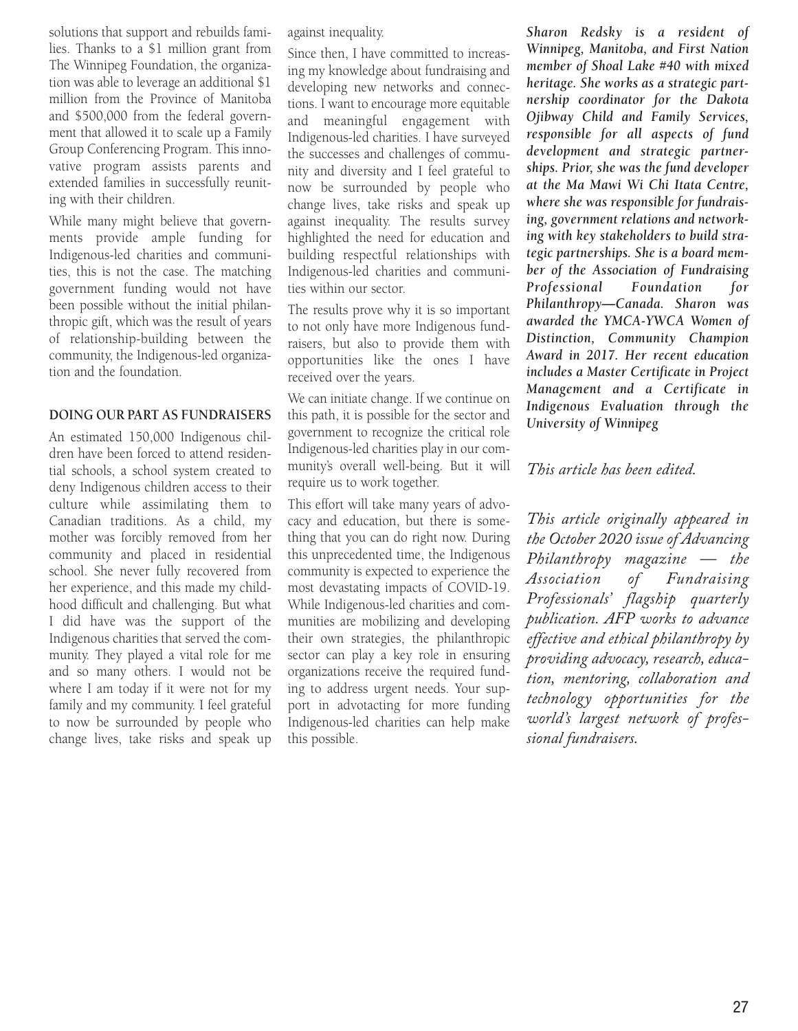solutions that support and rebuilds families. Thanks to a $1 million grant from The Winnipeg Foundation, the organization was able to leverage an additional $1 million from the Province of Manitoba and $500,000 from the federal government that allowed it to scale up a Family Group Conferencing Program. This innovative program assists parents and extended families in successfully reuniting with their children.

While many might believe that governments provide ample funding for Indigenous-led charities and communities, this is not the case. The matching government funding would not have been possible without the initial philanthropic gift, which was the result of years of relationship-building between the community, the Indigenous-led organization and the foundation.

## DOING OUR PART AS FUNDRAISERS

An estimated 150,000 Indigenous children have been forced to attend residential schools, a school system created to deny Indigenous children access to their culture while assimilating them to Canadian traditions. As a child, my mother was forcibly removed from her community and placed in residential school. She never fully recovered from her experience, and this made my childhood difficult and challenging. But what I did have was the support of the Indigenous charities that served the community. They played a vital role for me and so many others. I would not be where I am today if it were not for my family and my community. I feel grateful to now be surrounded by people who change lives, take risks and speak up against inequality.

Since then, I have committed to increasing my knowledge about fundraising and developing new networks and connections. I want to encourage more equitable and meaningful engagement with Indigenous-led charities. I have surveyed the successes and challenges of community and diversity and I feel grateful to now be surrounded by people who change lives, take risks and speak up against inequality. The results survey highlighted the need for education and building respectful relationships with Indigenous-led charities and communities within our sector.

The results prove why it is so important to not only have more Indigenous fundraisers, but also to provide them with opportunities like the ones I have received over the years.

We can initiate change. If we continue on this path, it is possible for the sector and government to recognize the critical role Indigenous-led charities play in our community's overall well-being. But it will require us to work together.

This effort will take many years of advocacy and education, but there is something that you can do right now. During this unprecedented time, the Indigenous community is expected to experience the most devastating impacts of COVID-19. While Indigenous-led charities and communities are mobilizing and developing their own strategies, the philanthropic sector can play a key role in ensuring organizations receive the required funding to address urgent needs. Your support in advotacting for more funding Indigenous-led charities can help make this possible.

***Sharon Redsky is a resident of Winnipeg, Manitoba, and First Nation member of Shoal Lake #40 with mixed heritage. She works as a strategic partnership coordinator for the Dakota Ojibway Child and Family Services, responsible for all aspects of fund development and strategic partnerships. Prior, she was the fund developer at the Ma Mawi Wi Chi Itata Centre, where she was responsible for fundraising, government relations and networking with key stakeholders to build strategic partnerships. She is a board member of the Association of Fundraising Professional Foundation for Philanthropy—Canada. Sharon was awarded the YMCA-YWCA Women of Distinction, Community Champion Award in 2017. Her recent education includes a Master Certificate in Project Management and a Certificate in Indigenous Evaluation through the University of Winnipeg***

*This article has been edited.*

*This article originally appeared in the October 2020 issue of Advancing Philanthropy magazine — the Association of Fundraising Professionals' flagship quarterly publication. AFP works to advance effective and ethical philanthropy by providing advocacy, research, education, mentoring, collaboration and technology opportunities for the world's largest network of professional fundraisers.*